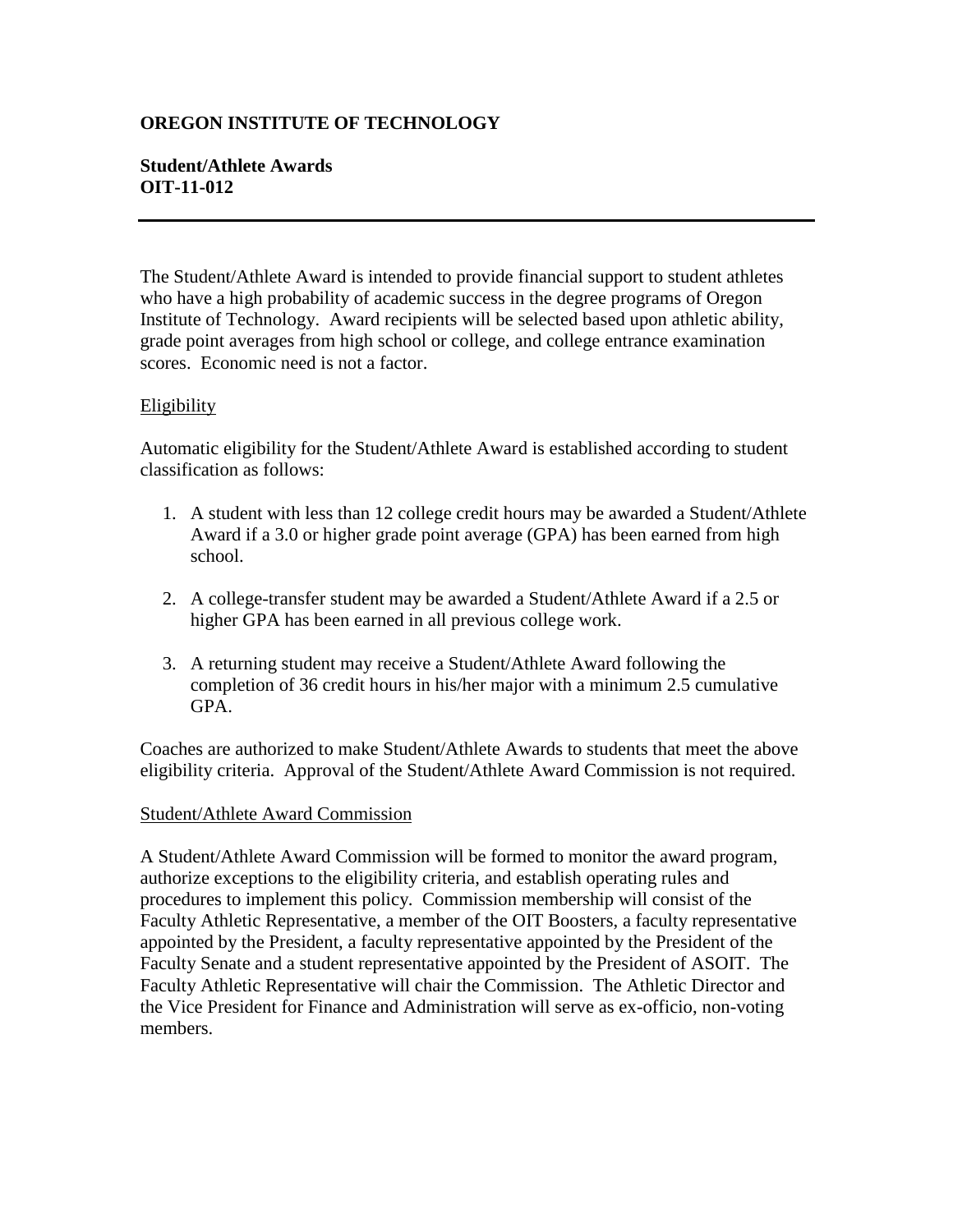**OREGON INSTITUTE OF TECHNOLOGY**

**Student/Athlete Awards**
**OIT-11-012**

---

The Student/Athlete Award is intended to provide financial support to student athletes who have a high probability of academic success in the degree programs of Oregon Institute of Technology. Award recipients will be selected based upon athletic ability, grade point averages from high school or college, and college entrance examination scores. Economic need is not a factor.

## Eligibility

Automatic eligibility for the Student/Athlete Award is established according to student classification as follows:

1. A student with less than 12 college credit hours may be awarded a Student/Athlete Award if a 3.0 or higher grade point average (GPA) has been earned from high school.

2. A college-transfer student may be awarded a Student/Athlete Award if a 2.5 or higher GPA has been earned in all previous college work.

3. A returning student may receive a Student/Athlete Award following the completion of 36 credit hours in his/her major with a minimum 2.5 cumulative GPA.

Coaches are authorized to make Student/Athlete Awards to students that meet the above eligibility criteria. Approval of the Student/Athlete Award Commission is not required.

## Student/Athlete Award Commission

A Student/Athlete Award Commission will be formed to monitor the award program, authorize exceptions to the eligibility criteria, and establish operating rules and procedures to implement this policy. Commission membership will consist of the Faculty Athletic Representative, a member of the OIT Boosters, a faculty representative appointed by the President, a faculty representative appointed by the President of the Faculty Senate and a student representative appointed by the President of ASOIT. The Faculty Athletic Representative will chair the Commission. The Athletic Director and the Vice President for Finance and Administration will serve as ex-officio, non-voting members.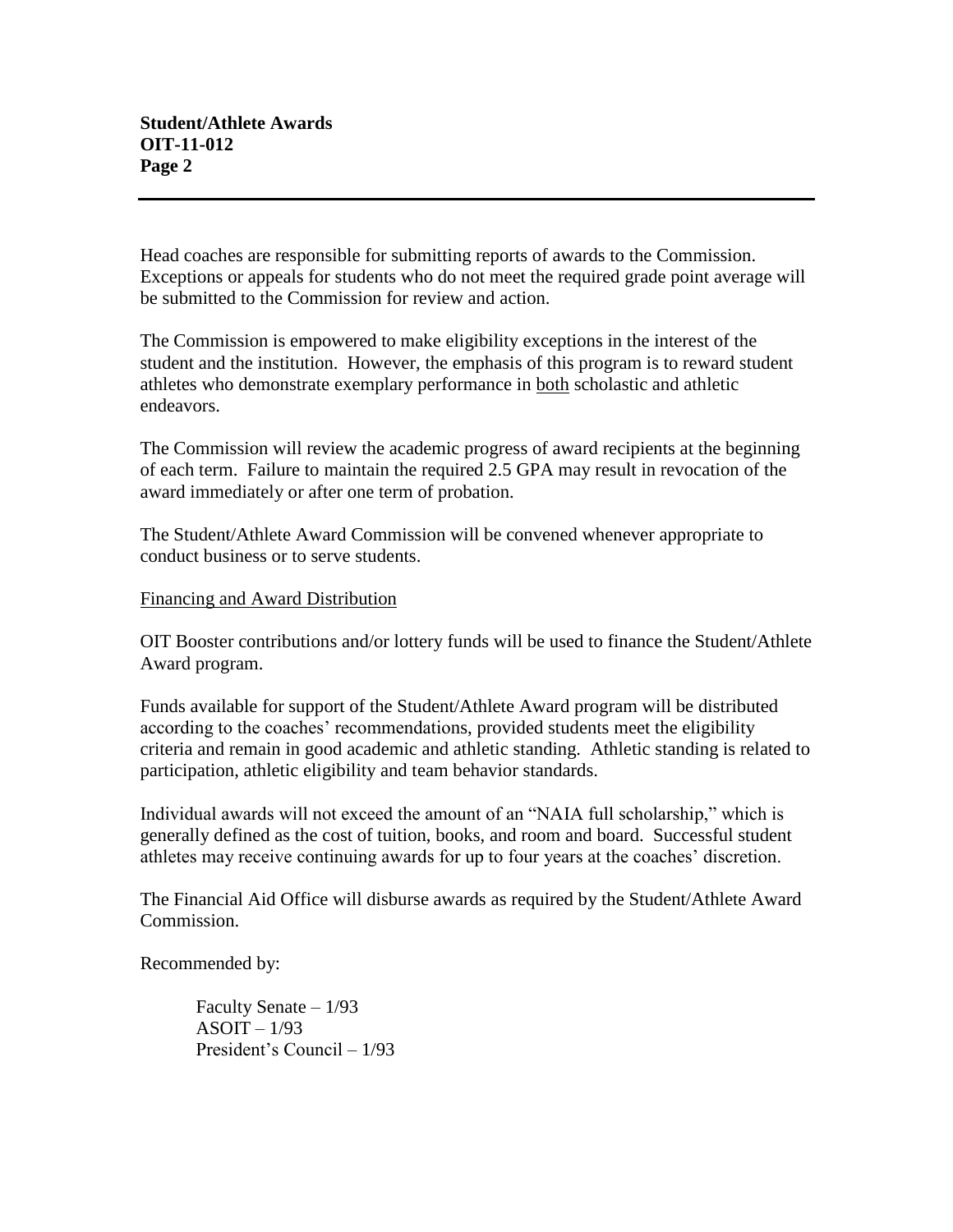Head coaches are responsible for submitting reports of awards to the Commission. Exceptions or appeals for students who do not meet the required grade point average will be submitted to the Commission for review and action.

The Commission is empowered to make eligibility exceptions in the interest of the student and the institution. However, the emphasis of this program is to reward student athletes who demonstrate exemplary performance in both scholastic and athletic endeavors.

The Commission will review the academic progress of award recipients at the beginning of each term. Failure to maintain the required 2.5 GPA may result in revocation of the award immediately or after one term of probation.

The Student/Athlete Award Commission will be convened whenever appropriate to conduct business or to serve students.

Financing and Award Distribution

OIT Booster contributions and/or lottery funds will be used to finance the Student/Athlete Award program.

Funds available for support of the Student/Athlete Award program will be distributed according to the coaches' recommendations, provided students meet the eligibility criteria and remain in good academic and athletic standing. Athletic standing is related to participation, athletic eligibility and team behavior standards.

Individual awards will not exceed the amount of an "NAIA full scholarship," which is generally defined as the cost of tuition, books, and room and board. Successful student athletes may receive continuing awards for up to four years at the coaches' discretion.

The Financial Aid Office will disburse awards as required by the Student/Athlete Award Commission.

Recommended by:

Faculty Senate – 1/93
ASOIT – 1/93
President's Council – 1/93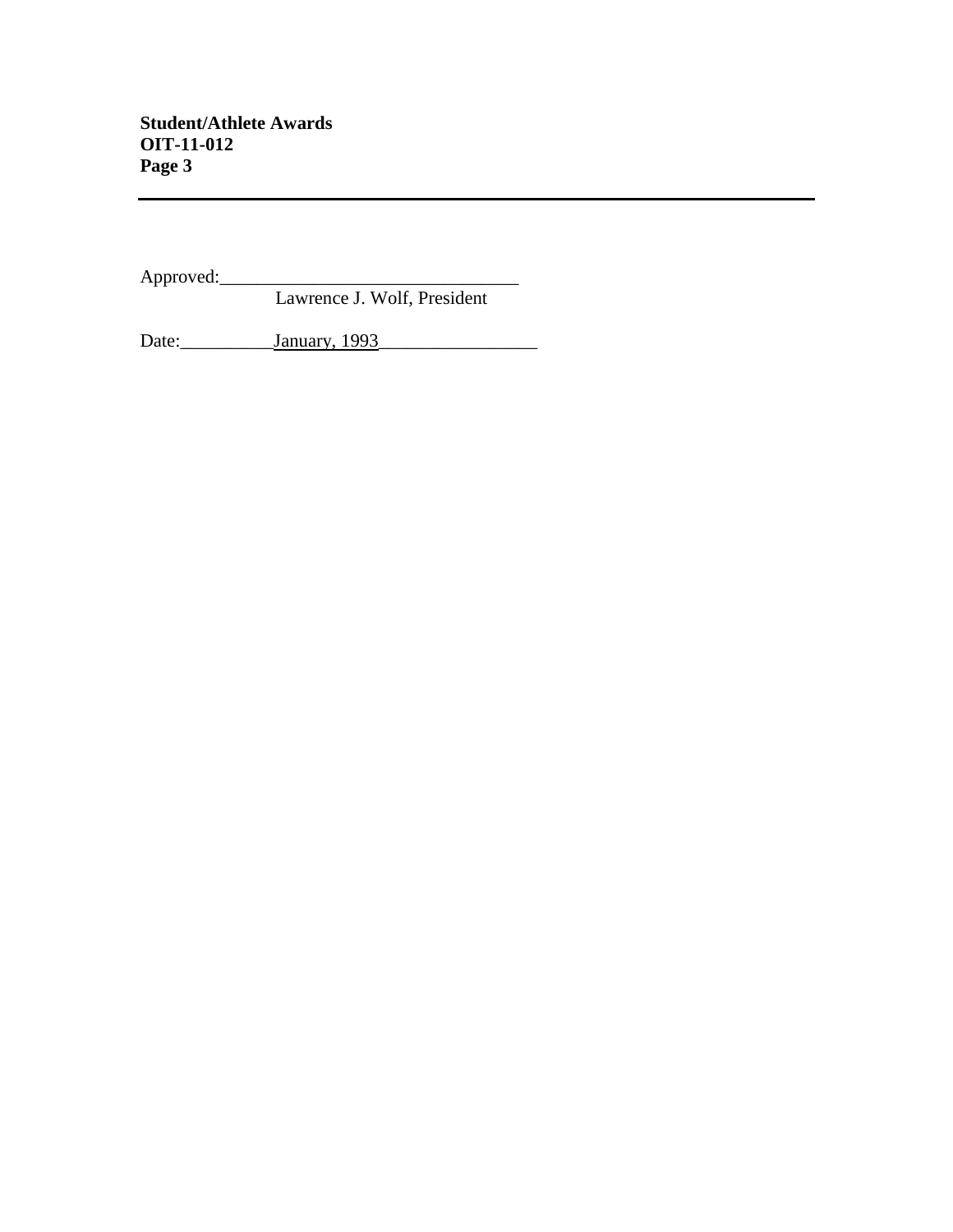Approved:________________________________
Lawrence J. Wolf, President

Date:__________January, 1993_________________